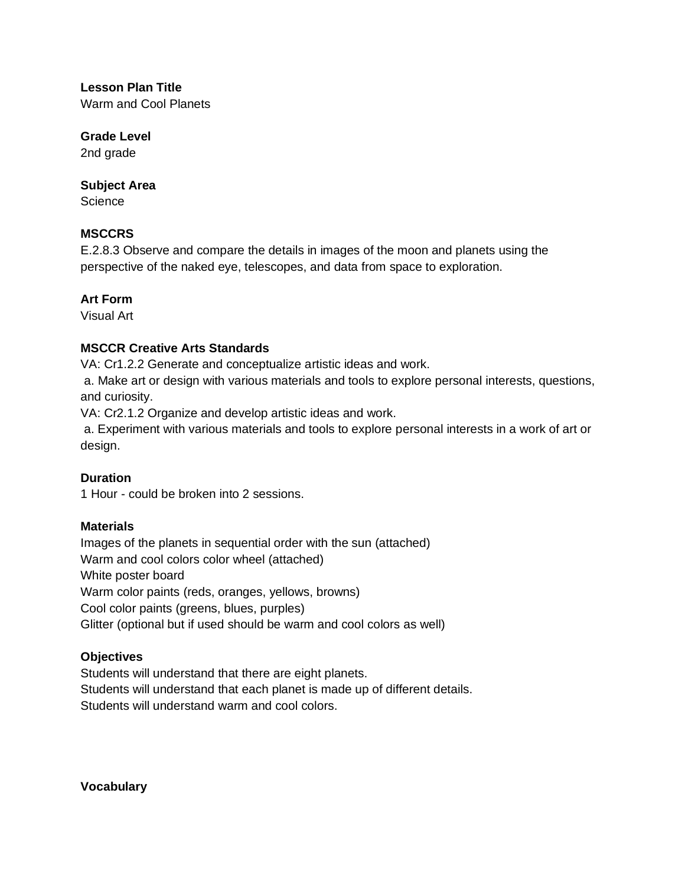**Lesson Plan Title**
Warm and Cool Planets

**Grade Level**
2nd grade

**Subject Area**
Science

**MSCCRS**
E.2.8.3 Observe and compare the details in images of the moon and planets using the perspective of the naked eye, telescopes, and data from space to exploration.

**Art Form**
Visual Art

**MSCCR Creative Arts Standards**
VA: Cr1.2.2 Generate and conceptualize artistic ideas and work.
a. Make art or design with various materials and tools to explore personal interests, questions, and curiosity.
VA: Cr2.1.2 Organize and develop artistic ideas and work.
a. Experiment with various materials and tools to explore personal interests in a work of art or design.

**Duration**
1 Hour - could be broken into 2 sessions.

**Materials**
Images of the planets in sequential order with the sun (attached)
Warm and cool colors color wheel (attached)
White poster board
Warm color paints (reds, oranges, yellows, browns)
Cool color paints (greens, blues, purples)
Glitter (optional but if used should be warm and cool colors as well)

**Objectives**
Students will understand that there are eight planets.
Students will understand that each planet is made up of different details.
Students will understand warm and cool colors.

**Vocabulary**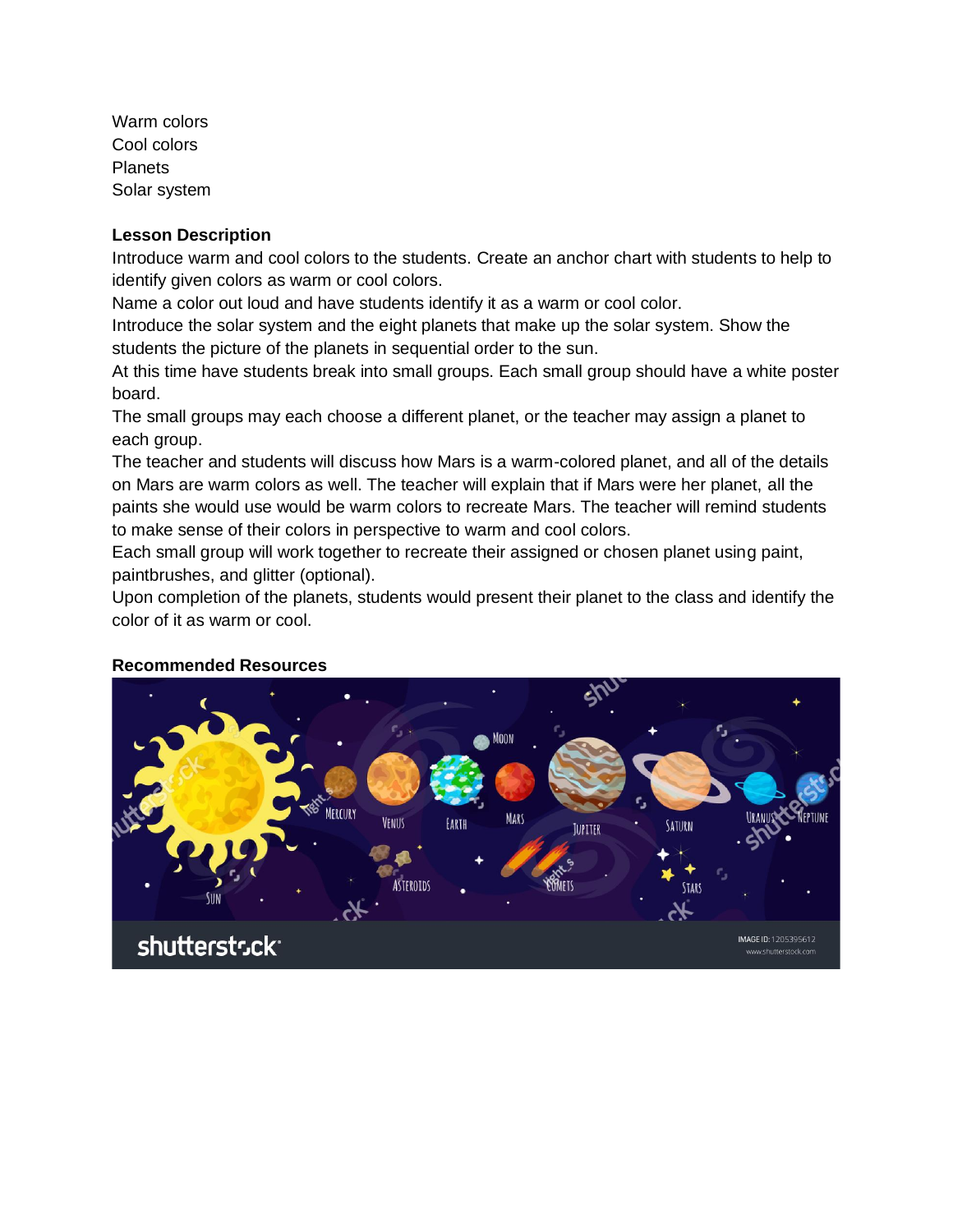Warm colors
Cool colors
Planets
Solar system

**Lesson Description**

Introduce warm and cool colors to the students. Create an anchor chart with students to help to identify given colors as warm or cool colors.

Name a color out loud and have students identify it as a warm or cool color.

Introduce the solar system and the eight planets that make up the solar system. Show the students the picture of the planets in sequential order to the sun.

At this time have students break into small groups. Each small group should have a white poster board.

The small groups may each choose a different planet, or the teacher may assign a planet to each group.

The teacher and students will discuss how Mars is a warm-colored planet, and all of the details on Mars are warm colors as well. The teacher will explain that if Mars were her planet, all the paints she would use would be warm colors to recreate Mars. The teacher will remind students to make sense of their colors in perspective to warm and cool colors.

Each small group will work together to recreate their assigned or chosen planet using paint, paintbrushes, and glitter (optional).

Upon completion of the planets, students would present their planet to the class and identify the color of it as warm or cool.

**Recommended Resources**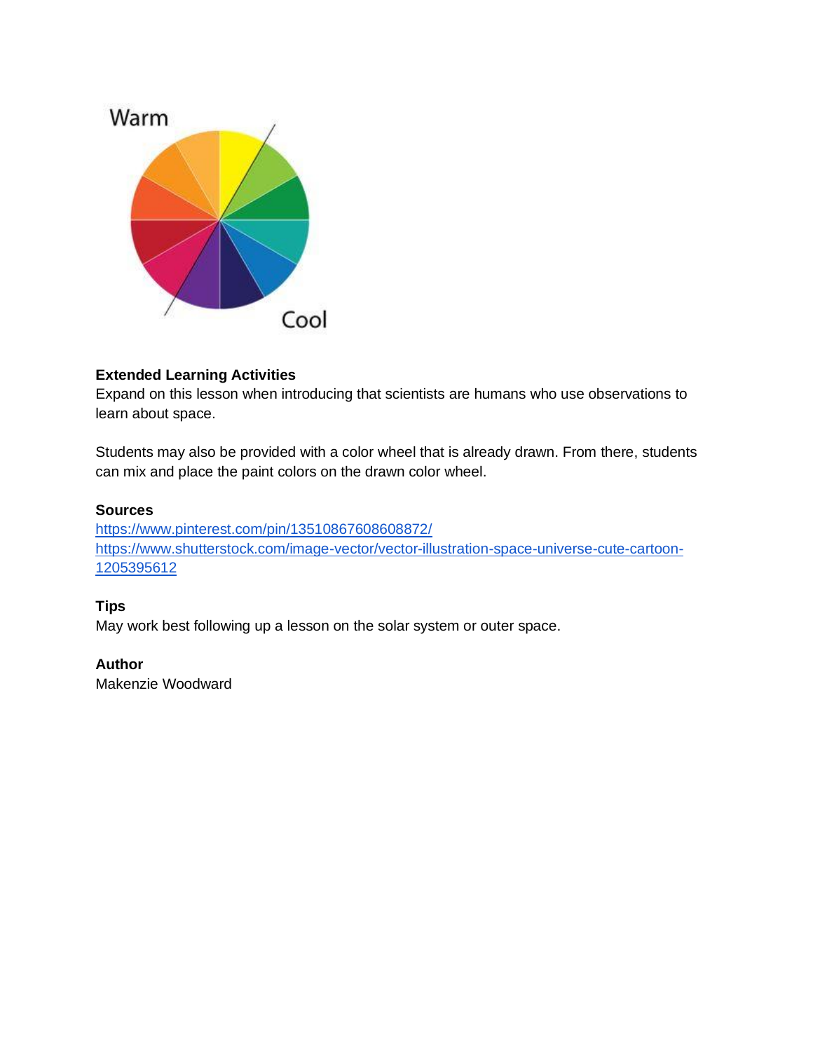Warm

Cool

**Extended Learning Activities**

Expand on this lesson when introducing that scientists are humans who use observations to learn about space.

Students may also be provided with a color wheel that is already drawn. From there, students can mix and place the paint colors on the drawn color wheel.

**Sources**

https://www.pinterest.com/pin/13510867608608872/
https://www.shutterstock.com/image-vector/vector-illustration-space-universe-cute-cartoon-1205395612

**Tips**

May work best following up a lesson on the solar system or outer space.

**Author**

Makenzie Woodward